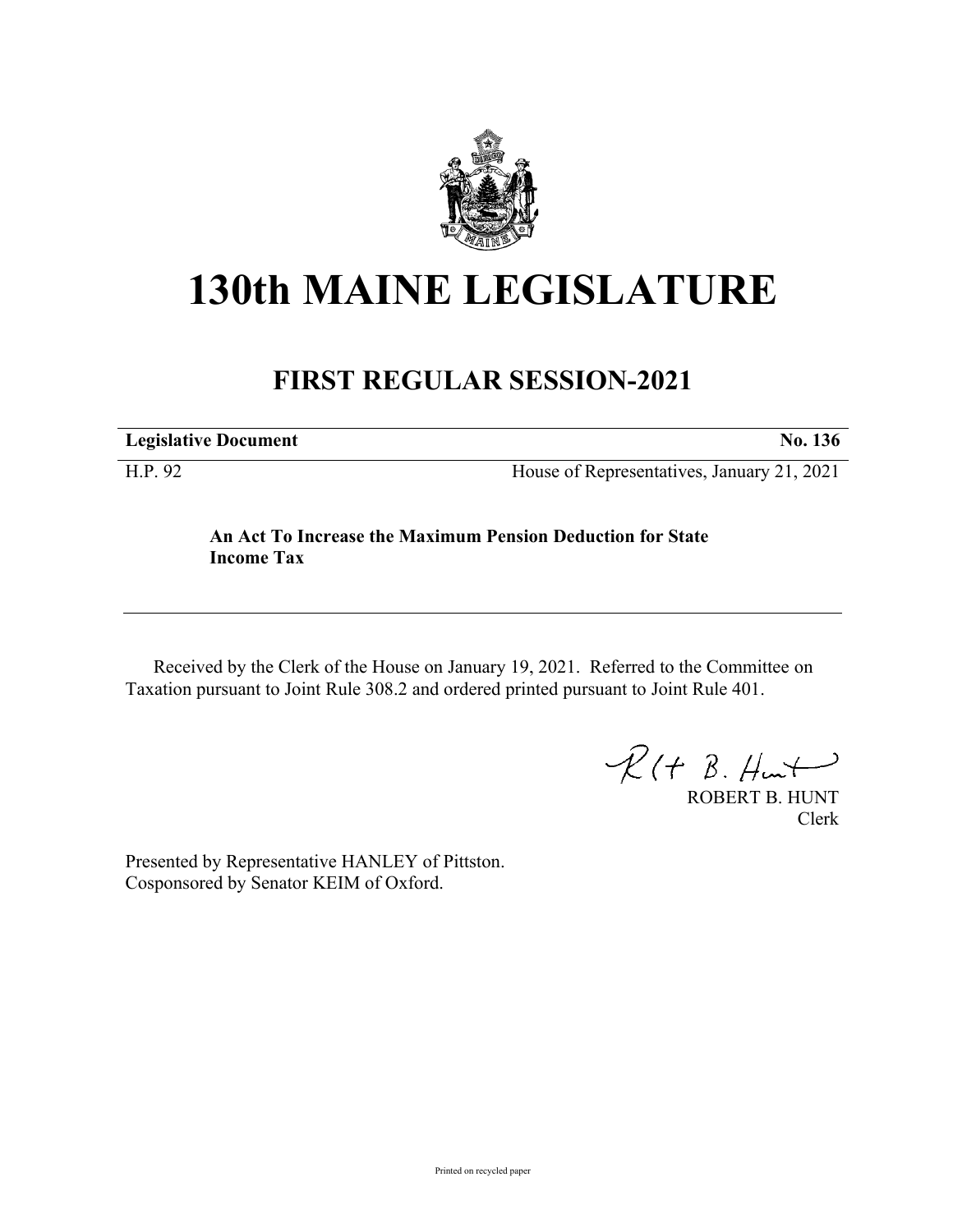# 130th MAINE LEGISLATURE

## FIRST REGULAR SESSION-2021

**Legislative Document** **No. 136**

H.P. 92 House of Representatives, January 21, 2021

**An Act To Increase the Maximum Pension Deduction for State Income Tax**

Received by the Clerk of the House on January 19, 2021. Referred to the Committee on Taxation pursuant to Joint Rule 308.2 and ordered printed pursuant to Joint Rule 401.

ROBERT B. HUNT
Clerk

Presented by Representative HANLEY of Pittston.
Cosponsored by Senator KEIM of Oxford.

Printed on recycled paper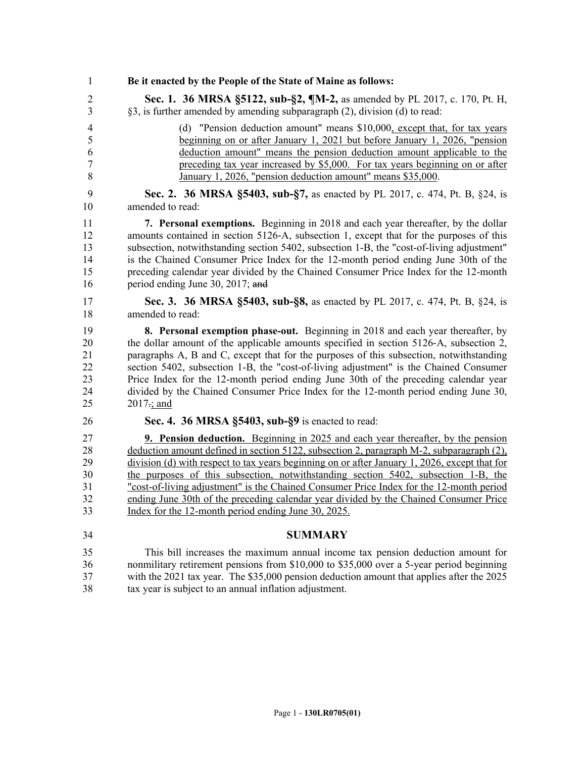**Be it enacted by the People of the State of Maine as follows:**

**Sec. 1. 36 MRSA §5122, sub-§2, ¶M-2,** as amended by PL 2017, c. 170, Pt. H, §3, is further amended by amending subparagraph (2), division (d) to read:

> (d) "Pension deduction amount" means $10,000, except that, for tax years beginning on or after January 1, 2021 but before January 1, 2026, "pension deduction amount" means the pension deduction amount applicable to the preceding tax year increased by $5,000. For tax years beginning on or after January 1, 2026, "pension deduction amount" means $35,000.

**Sec. 2. 36 MRSA §5403, sub-§7,** as enacted by PL 2017, c. 474, Pt. B, §24, is amended to read:

**7. Personal exemptions.** Beginning in 2018 and each year thereafter, by the dollar amounts contained in section 5126-A, subsection 1, except that for the purposes of this subsection, notwithstanding section 5402, subsection 1-B, the "cost-of-living adjustment" is the Chained Consumer Price Index for the 12-month period ending June 30th of the preceding calendar year divided by the Chained Consumer Price Index for the 12-month period ending June 30, 2017; ~~and~~

**Sec. 3. 36 MRSA §5403, sub-§8,** as enacted by PL 2017, c. 474, Pt. B, §24, is amended to read:

**8. Personal exemption phase-out.** Beginning in 2018 and each year thereafter, by the dollar amount of the applicable amounts specified in section 5126-A, subsection 2, paragraphs A, B and C, except that for the purposes of this subsection, notwithstanding section 5402, subsection 1-B, the "cost-of-living adjustment" is the Chained Consumer Price Index for the 12-month period ending June 30th of the preceding calendar year divided by the Chained Consumer Price Index for the 12-month period ending June 30, 2017~~.~~; and

**Sec. 4. 36 MRSA §5403, sub-§9** is enacted to read:

**9. Pension deduction.** Beginning in 2025 and each year thereafter, by the pension deduction amount defined in section 5122, subsection 2, paragraph M-2, subparagraph (2), division (d) with respect to tax years beginning on or after January 1, 2026, except that for the purposes of this subsection, notwithstanding section 5402, subsection 1-B, the "cost-of-living adjustment" is the Chained Consumer Price Index for the 12-month period ending June 30th of the preceding calendar year divided by the Chained Consumer Price Index for the 12-month period ending June 30, 2025.

## SUMMARY

This bill increases the maximum annual income tax pension deduction amount for nonmilitary retirement pensions from $10,000 to $35,000 over a 5-year period beginning with the 2021 tax year. The $35,000 pension deduction amount that applies after the 2025 tax year is subject to an annual inflation adjustment.